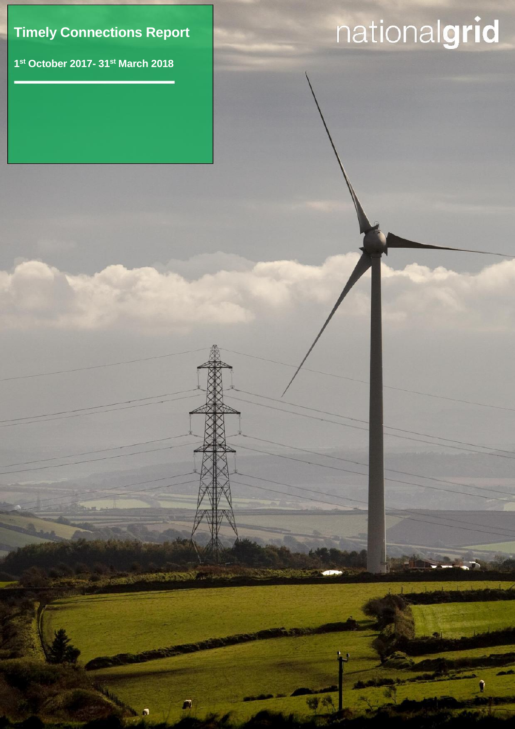# Timely Connections Report

**1st October 2017- 31st March 2018**

nationalgrid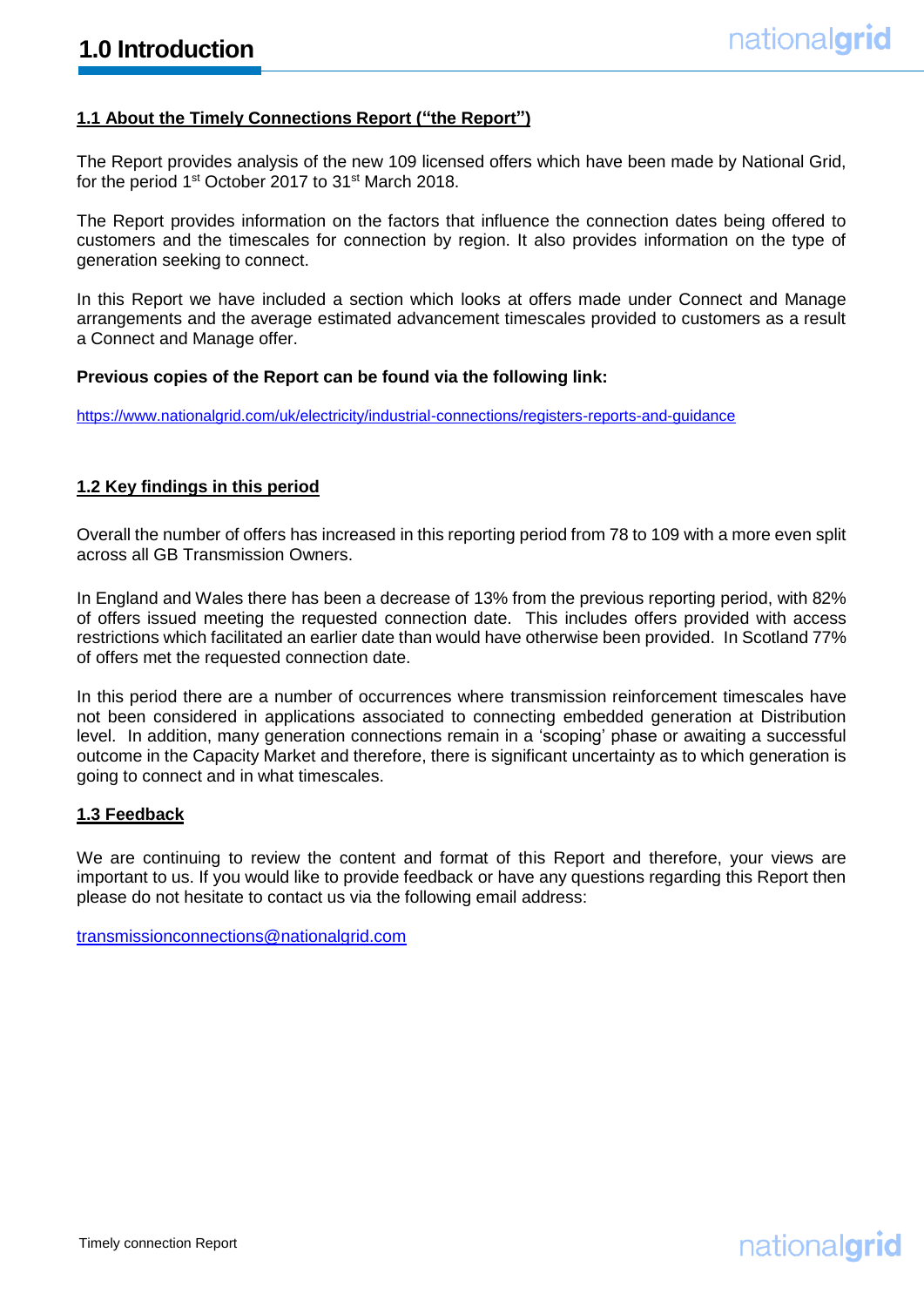# 1.0 Introduction

## 1.1 About the Timely Connections Report ("the Report")

The Report provides analysis of the new 109 licensed offers which have been made by National Grid, for the period 1st October 2017 to 31st March 2018.

The Report provides information on the factors that influence the connection dates being offered to customers and the timescales for connection by region. It also provides information on the type of generation seeking to connect.

In this Report we have included a section which looks at offers made under Connect and Manage arrangements and the average estimated advancement timescales provided to customers as a result a Connect and Manage offer.

**Previous copies of the Report can be found via the following link:**

https://www.nationalgrid.com/uk/electricity/industrial-connections/registers-reports-and-guidance

## 1.2 Key findings in this period

Overall the number of offers has increased in this reporting period from 78 to 109 with a more even split across all GB Transmission Owners.

In England and Wales there has been a decrease of 13% from the previous reporting period, with 82% of offers issued meeting the requested connection date. This includes offers provided with access restrictions which facilitated an earlier date than would have otherwise been provided. In Scotland 77% of offers met the requested connection date.

In this period there are a number of occurrences where transmission reinforcement timescales have not been considered in applications associated to connecting embedded generation at Distribution level. In addition, many generation connections remain in a 'scoping' phase or awaiting a successful outcome in the Capacity Market and therefore, there is significant uncertainty as to which generation is going to connect and in what timescales.

## 1.3 Feedback

We are continuing to review the content and format of this Report and therefore, your views are important to us. If you would like to provide feedback or have any questions regarding this Report then please do not hesitate to contact us via the following email address:

transmissionconnections@nationalgrid.com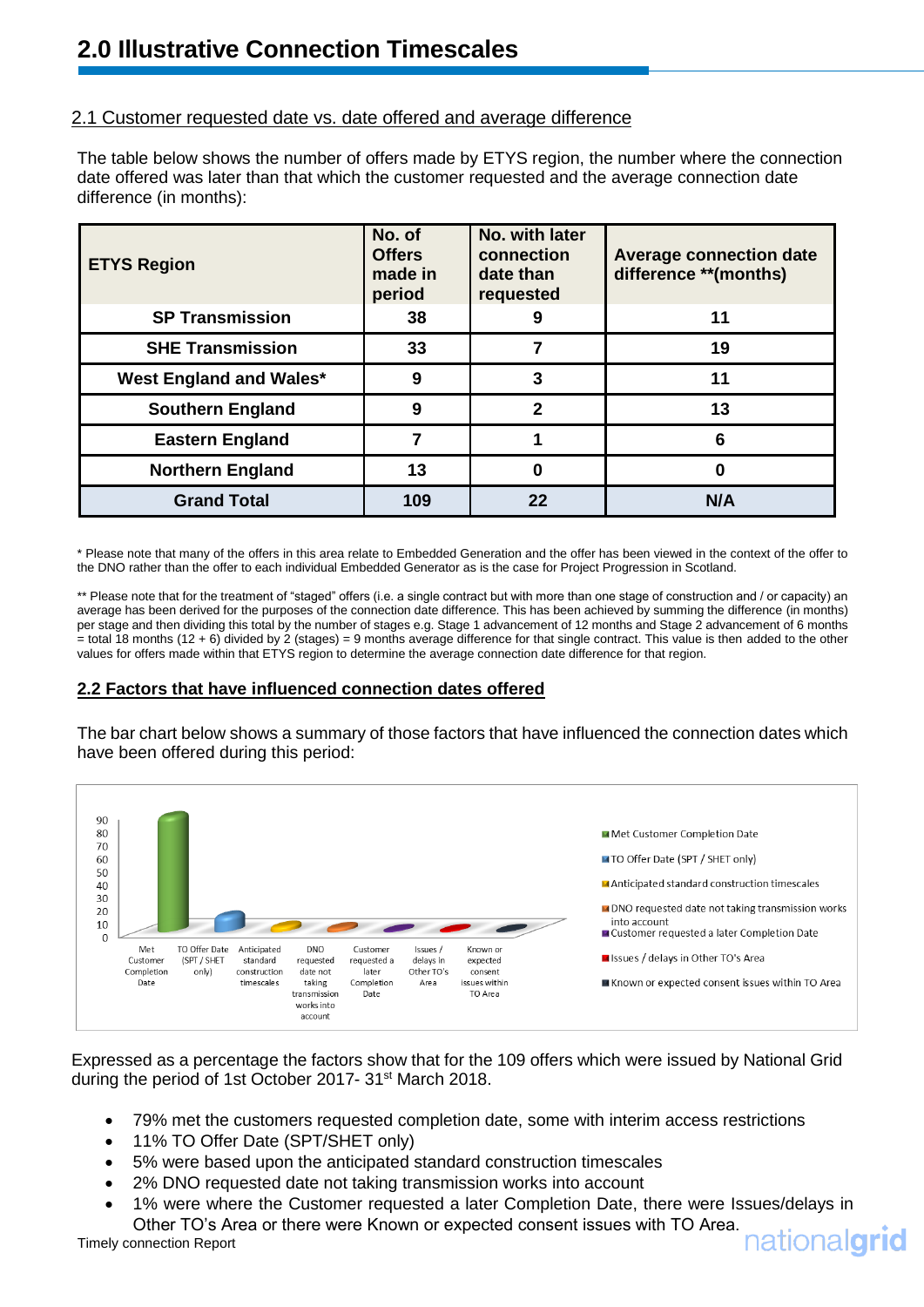## 2.0 Illustrative Connection Timescales

### 2.1 Customer requested date vs. date offered and average difference

The table below shows the number of offers made by ETYS region, the number where the connection date offered was later than that which the customer requested and the average connection date difference (in months):

| ETYS Region | No. of Offers made in period | No. with later connection date than requested | Average connection date difference **(months) |
|---|---|---|---|
| SP Transmission | 38 | 9 | 11 |
| SHE Transmission | 33 | 7 | 19 |
| West England and Wales* | 9 | 3 | 11 |
| Southern England | 9 | 2 | 13 |
| Eastern England | 7 | 1 | 6 |
| Northern England | 13 | 0 | 0 |
| **Grand Total** | **109** | **22** | **N/A** |

\* Please note that many of the offers in this area relate to Embedded Generation and the offer has been viewed in the context of the offer to the DNO rather than the offer to each individual Embedded Generator as is the case for Project Progression in Scotland.

** Please note that for the treatment of "staged" offers (i.e. a single contract but with more than one stage of construction and / or capacity) an average has been derived for the purposes of the connection date difference. This has been achieved by summing the difference (in months) per stage and then dividing this total by the number of stages e.g. Stage 1 advancement of 12 months and Stage 2 advancement of 6 months = total 18 months (12 + 6) divided by 2 (stages) = 9 months average difference for that single contract. This value is then added to the other values for offers made within that ETYS region to determine the average connection date difference for that region.

### 2.2 Factors that have influenced connection dates offered

The bar chart below shows a summary of those factors that have influenced the connection dates which have been offered during this period:

Expressed as a percentage the factors show that for the 109 offers which were issued by National Grid during the period of 1st October 2017- 31st March 2018.

- 79% met the customers requested completion date, some with interim access restrictions
- 11% TO Offer Date (SPT/SHET only)
- 5% were based upon the anticipated standard construction timescales
- 2% DNO requested date not taking transmission works into account
- 1% were where the Customer requested a later Completion Date, there were Issues/delays in Other TO's Area or there were Known or expected consent issues with TO Area.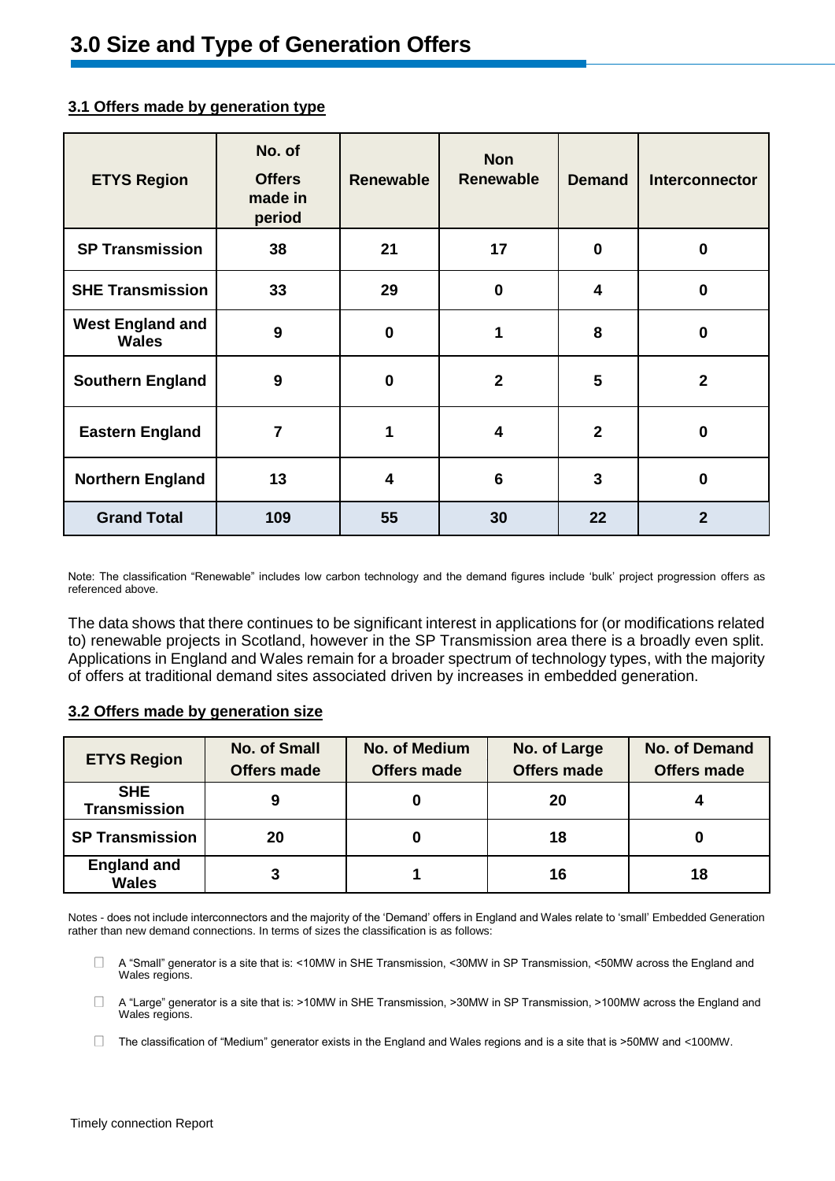# 3.0 Size and Type of Generation Offers

## 3.1 Offers made by generation type

| ETYS Region | No. of Offers made in period | Renewable | Non Renewable | Demand | Interconnector |
|---|---|---|---|---|---|
| SP Transmission | 38 | 21 | 17 | 0 | 0 |
| SHE Transmission | 33 | 29 | 0 | 4 | 0 |
| West England and Wales | 9 | 0 | 1 | 8 | 0 |
| Southern England | 9 | 0 | 2 | 5 | 2 |
| Eastern England | 7 | 1 | 4 | 2 | 0 |
| Northern England | 13 | 4 | 6 | 3 | 0 |
| **Grand Total** | **109** | **55** | **30** | **22** | **2** |

Note: The classification "Renewable" includes low carbon technology and the demand figures include 'bulk' project progression offers as referenced above.

The data shows that there continues to be significant interest in applications for (or modifications related to) renewable projects in Scotland, however in the SP Transmission area there is a broadly even split. Applications in England and Wales remain for a broader spectrum of technology types, with the majority of offers at traditional demand sites associated driven by increases in embedded generation.

## 3.2 Offers made by generation size

| ETYS Region | No. of Small Offers made | No. of Medium Offers made | No. of Large Offers made | No. of Demand Offers made |
|---|---|---|---|---|
| SHE Transmission | 9 | 0 | 20 | 4 |
| SP Transmission | 20 | 0 | 18 | 0 |
| England and Wales | 3 | 1 | 16 | 18 |

Notes - does not include interconnectors and the majority of the 'Demand' offers in England and Wales relate to 'small' Embedded Generation rather than new demand connections. In terms of sizes the classification is as follows:

- A "Small" generator is a site that is: <10MW in SHE Transmission, <30MW in SP Transmission, <50MW across the England and Wales regions.
- A "Large" generator is a site that is: >10MW in SHE Transmission, >30MW in SP Transmission, >100MW across the England and Wales regions.
- The classification of "Medium" generator exists in the England and Wales regions and is a site that is >50MW and <100MW.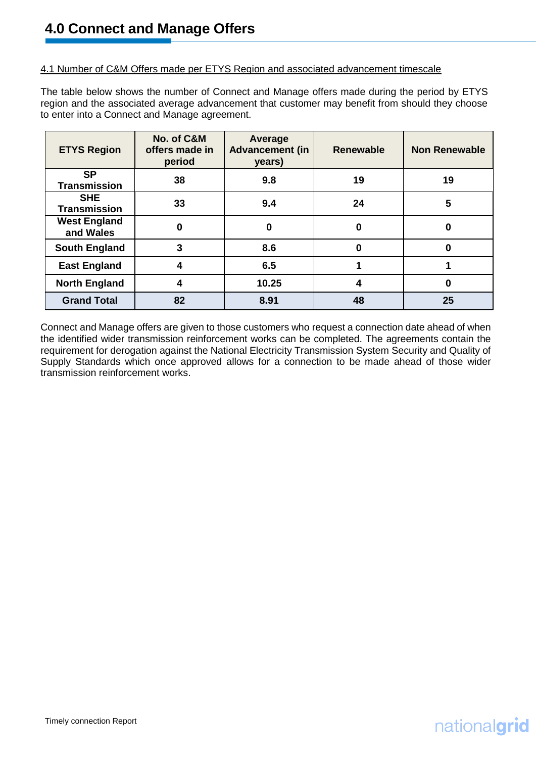# 4.0 Connect and Manage Offers

4.1 Number of C&M Offers made per ETYS Region and associated advancement timescale

The table below shows the number of Connect and Manage offers made during the period by ETYS region and the associated average advancement that customer may benefit from should they choose to enter into a Connect and Manage agreement.

| ETYS Region | No. of C&M offers made in period | Average Advancement (in years) | Renewable | Non Renewable |
|---|---|---|---|---|
| SP Transmission | 38 | 9.8 | 19 | 19 |
| SHE Transmission | 33 | 9.4 | 24 | 5 |
| West England and Wales | 0 | 0 | 0 | 0 |
| South England | 3 | 8.6 | 0 | 0 |
| East England | 4 | 6.5 | 1 | 1 |
| North England | 4 | 10.25 | 4 | 0 |
| **Grand Total** | **82** | **8.91** | **48** | **25** |

Connect and Manage offers are given to those customers who request a connection date ahead of when the identified wider transmission reinforcement works can be completed. The agreements contain the requirement for derogation against the National Electricity Transmission System Security and Quality of Supply Standards which once approved allows for a connection to be made ahead of those wider transmission reinforcement works.